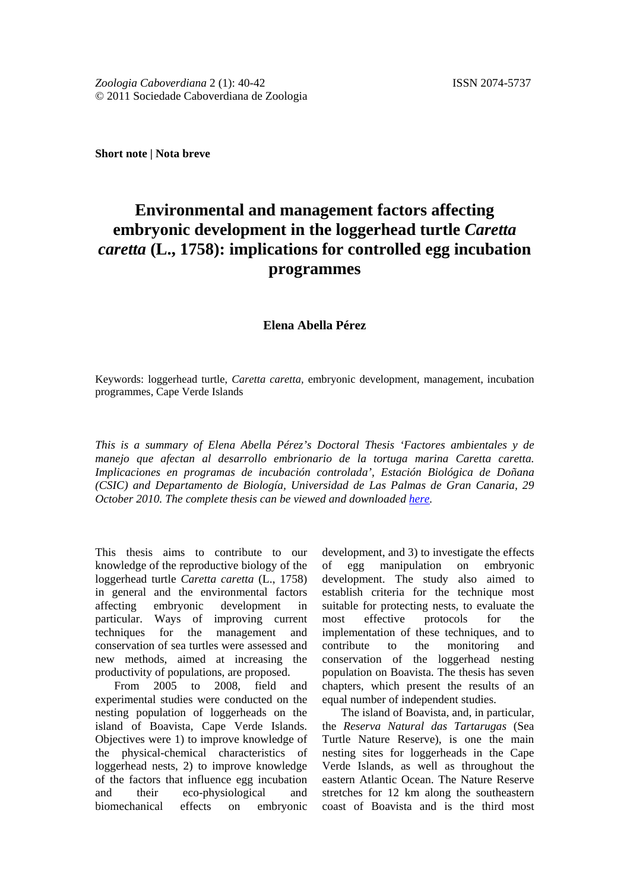Zoologia Caboverdiana 2 (1): 40-42
ISSN 2074-5737
© 2011 Sociedade Caboverdiana de Zoologia

**Short note | Nota breve**

# Environmental and management factors affecting embryonic development in the loggerhead turtle *Caretta caretta* (L., 1758): implications for controlled egg incubation programmes

**Elena Abella Pérez**

Keywords: loggerhead turtle, *Caretta caretta*, embryonic development, management, incubation programmes, Cape Verde Islands

*This is a summary of Elena Abella Pérez's Doctoral Thesis 'Factores ambientales y de manejo que afectan al desarrollo embrionario de la tortuga marina Caretta caretta. Implicaciones en programas de incubación controlada', Estación Biológica de Doñana (CSIC) and Departamento de Biología, Universidad de Las Palmas de Gran Canaria, 29 October 2010. The complete thesis can be viewed and downloaded here.*

This thesis aims to contribute to our knowledge of the reproductive biology of the loggerhead turtle *Caretta caretta* (L., 1758) in general and the environmental factors affecting embryonic development in particular. Ways of improving current techniques for the management and conservation of sea turtles were assessed and new methods, aimed at increasing the productivity of populations, are proposed.

From 2005 to 2008, field and experimental studies were conducted on the nesting population of loggerheads on the island of Boavista, Cape Verde Islands. Objectives were 1) to improve knowledge of the physical-chemical characteristics of loggerhead nests, 2) to improve knowledge of the factors that influence egg incubation and their eco-physiological and biomechanical effects on embryonic development, and 3) to investigate the effects of egg manipulation on embryonic development. The study also aimed to establish criteria for the technique most suitable for protecting nests, to evaluate the most effective protocols for the implementation of these techniques, and to contribute to the monitoring and conservation of the loggerhead nesting population on Boavista. The thesis has seven chapters, which present the results of an equal number of independent studies.

The island of Boavista, and, in particular, the *Reserva Natural das Tartarugas* (Sea Turtle Nature Reserve), is one the main nesting sites for loggerheads in the Cape Verde Islands, as well as throughout the eastern Atlantic Ocean. The Nature Reserve stretches for 12 km along the southeastern coast of Boavista and is the third most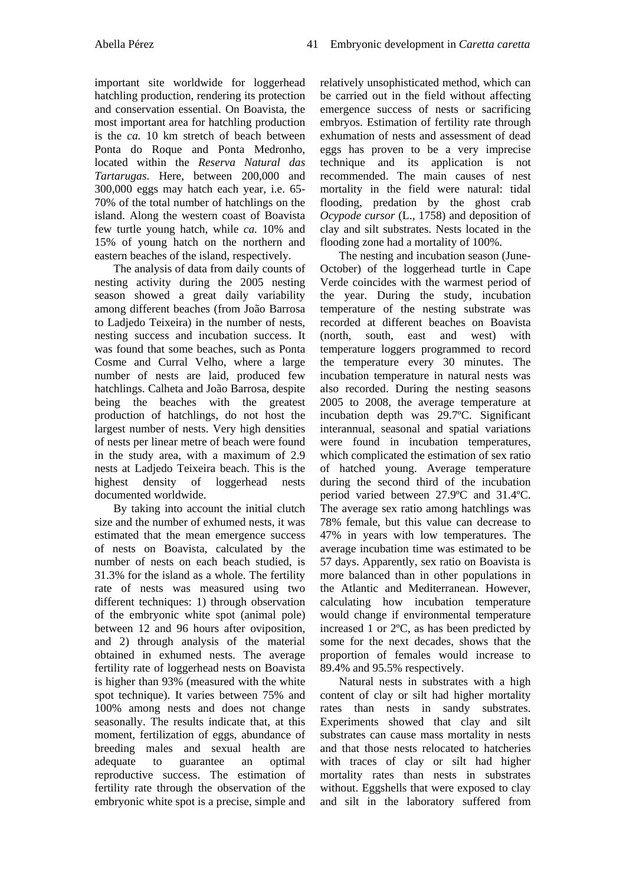important site worldwide for loggerhead hatchling production, rendering its protection and conservation essential. On Boavista, the most important area for hatchling production is the *ca.* 10 km stretch of beach between Ponta do Roque and Ponta Medronho, located within the *Reserva Natural das Tartarugas*. Here, between 200,000 and 300,000 eggs may hatch each year, i.e. 65-70% of the total number of hatchlings on the island. Along the western coast of Boavista few turtle young hatch, while *ca.* 10% and 15% of young hatch on the northern and eastern beaches of the island, respectively.

The analysis of data from daily counts of nesting activity during the 2005 nesting season showed a great daily variability among different beaches (from João Barrosa to Ladjedo Teixeira) in the number of nests, nesting success and incubation success. It was found that some beaches, such as Ponta Cosme and Curral Velho, where a large number of nests are laid, produced few hatchlings. Calheta and João Barrosa, despite being the beaches with the greatest production of hatchlings, do not host the largest number of nests. Very high densities of nests per linear metre of beach were found in the study area, with a maximum of 2.9 nests at Ladjedo Teixeira beach. This is the highest density of loggerhead nests documented worldwide.

By taking into account the initial clutch size and the number of exhumed nests, it was estimated that the mean emergence success of nests on Boavista, calculated by the number of nests on each beach studied, is 31.3% for the island as a whole. The fertility rate of nests was measured using two different techniques: 1) through observation of the embryonic white spot (animal pole) between 12 and 96 hours after oviposition, and 2) through analysis of the material obtained in exhumed nests. The average fertility rate of loggerhead nests on Boavista is higher than 93% (measured with the white spot technique). It varies between 75% and 100% among nests and does not change seasonally. The results indicate that, at this moment, fertilization of eggs, abundance of breeding males and sexual health are adequate to guarantee an optimal reproductive success. The estimation of fertility rate through the observation of the embryonic white spot is a precise, simple and relatively unsophisticated method, which can be carried out in the field without affecting emergence success of nests or sacrificing embryos. Estimation of fertility rate through exhumation of nests and assessment of dead eggs has proven to be a very imprecise technique and its application is not recommended. The main causes of nest mortality in the field were natural: tidal flooding, predation by the ghost crab *Ocypode cursor* (L., 1758) and deposition of clay and silt substrates. Nests located in the flooding zone had a mortality of 100%.

The nesting and incubation season (June-October) of the loggerhead turtle in Cape Verde coincides with the warmest period of the year. During the study, incubation temperature of the nesting substrate was recorded at different beaches on Boavista (north, south, east and west) with temperature loggers programmed to record the temperature every 30 minutes. The incubation temperature in natural nests was also recorded. During the nesting seasons 2005 to 2008, the average temperature at incubation depth was 29.7ºC. Significant interannual, seasonal and spatial variations were found in incubation temperatures, which complicated the estimation of sex ratio of hatched young. Average temperature during the second third of the incubation period varied between 27.9ºC and 31.4ºC. The average sex ratio among hatchlings was 78% female, but this value can decrease to 47% in years with low temperatures. The average incubation time was estimated to be 57 days. Apparently, sex ratio on Boavista is more balanced than in other populations in the Atlantic and Mediterranean. However, calculating how incubation temperature would change if environmental temperature increased 1 or 2ºC, as has been predicted by some for the next decades, shows that the proportion of females would increase to 89.4% and 95.5% respectively.

Natural nests in substrates with a high content of clay or silt had higher mortality rates than nests in sandy substrates. Experiments showed that clay and silt substrates can cause mass mortality in nests and that those nests relocated to hatcheries with traces of clay or silt had higher mortality rates than nests in substrates without. Eggshells that were exposed to clay and silt in the laboratory suffered from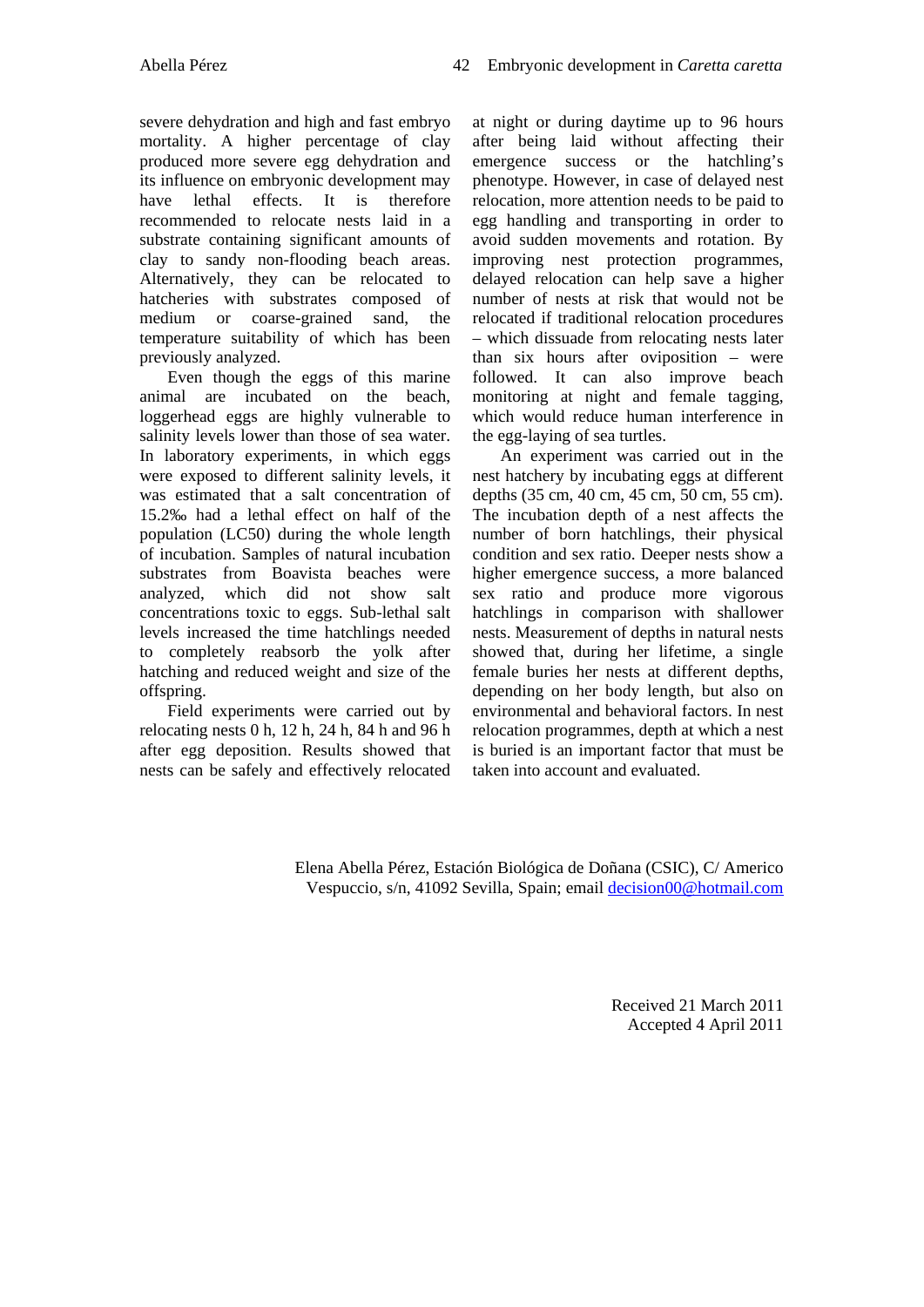severe dehydration and high and fast embryo mortality. A higher percentage of clay produced more severe egg dehydration and its influence on embryonic development may have lethal effects. It is therefore recommended to relocate nests laid in a substrate containing significant amounts of clay to sandy non-flooding beach areas. Alternatively, they can be relocated to hatcheries with substrates composed of medium or coarse-grained sand, the temperature suitability of which has been previously analyzed.

Even though the eggs of this marine animal are incubated on the beach, loggerhead eggs are highly vulnerable to salinity levels lower than those of sea water. In laboratory experiments, in which eggs were exposed to different salinity levels, it was estimated that a salt concentration of 15.2‰ had a lethal effect on half of the population (LC50) during the whole length of incubation. Samples of natural incubation substrates from Boavista beaches were analyzed, which did not show salt concentrations toxic to eggs. Sub-lethal salt levels increased the time hatchlings needed to completely reabsorb the yolk after hatching and reduced weight and size of the offspring.

Field experiments were carried out by relocating nests 0 h, 12 h, 24 h, 84 h and 96 h after egg deposition. Results showed that nests can be safely and effectively relocated at night or during daytime up to 96 hours after being laid without affecting their emergence success or the hatchling's phenotype. However, in case of delayed nest relocation, more attention needs to be paid to egg handling and transporting in order to avoid sudden movements and rotation. By improving nest protection programmes, delayed relocation can help save a higher number of nests at risk that would not be relocated if traditional relocation procedures – which dissuade from relocating nests later than six hours after oviposition – were followed. It can also improve beach monitoring at night and female tagging, which would reduce human interference in the egg-laying of sea turtles.

An experiment was carried out in the nest hatchery by incubating eggs at different depths (35 cm, 40 cm, 45 cm, 50 cm, 55 cm). The incubation depth of a nest affects the number of born hatchlings, their physical condition and sex ratio. Deeper nests show a higher emergence success, a more balanced sex ratio and produce more vigorous hatchlings in comparison with shallower nests. Measurement of depths in natural nests showed that, during her lifetime, a single female buries her nests at different depths, depending on her body length, but also on environmental and behavioral factors. In nest relocation programmes, depth at which a nest is buried is an important factor that must be taken into account and evaluated.

Elena Abella Pérez, Estación Biológica de Doñana (CSIC), C/ Americo Vespuccio, s/n, 41092 Sevilla, Spain; email decision00@hotmail.com

Received 21 March 2011
Accepted 4 April 2011